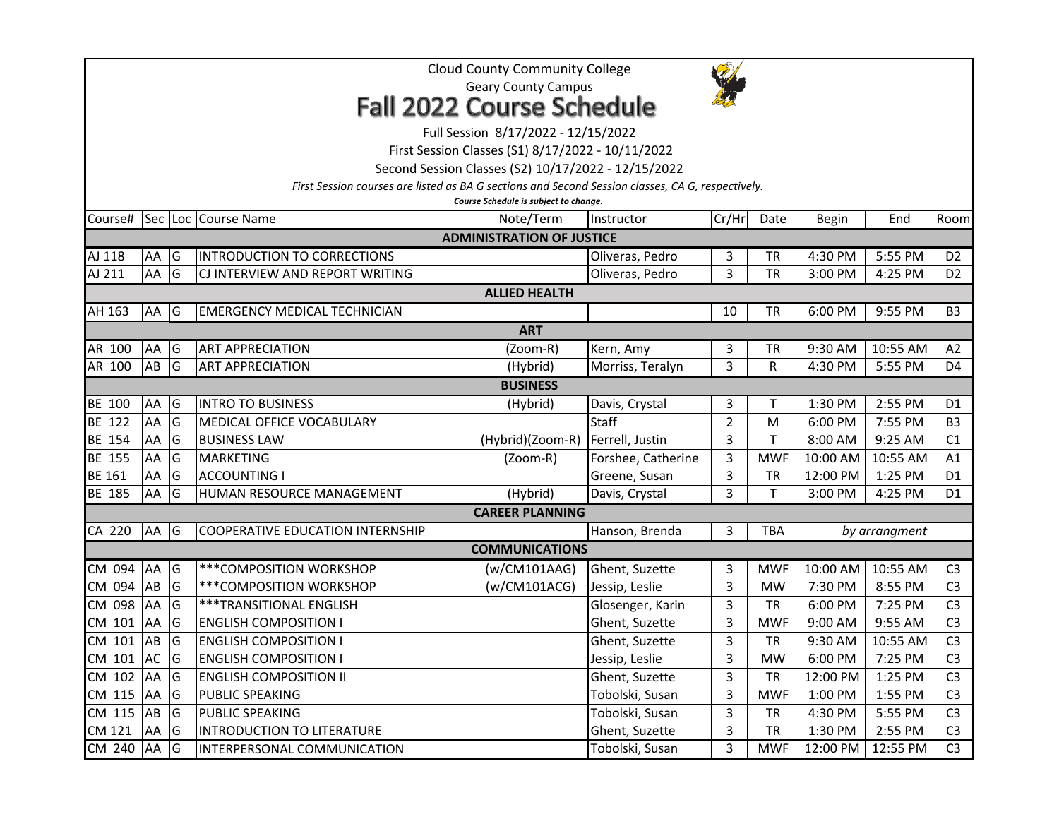Cloud County Community College

Geary County Campus

# Fall 2022 Course Schedule

Full Session 8/17/2022 - 12/15/2022

First Session Classes (S1) 8/17/2022 - 10/11/2022

Second Session Classes (S2) 10/17/2022 - 12/15/2022

*First Session courses are listed as BA G sections and Second Session classes, CA G, respectively.*

***Course Schedule is subject to change.***

| Course# | Sec | Loc | Course Name | Note/Term | Instructor | Cr/Hr | Date | Begin | End | Room |
|---|---|---|---|---|---|---|---|---|---|---|
| | | | | **ADMINISTRATION OF JUSTICE** | | | | | | |
| AJ 118 | AA | G | INTRODUCTION TO CORRECTIONS | | Oliveras, Pedro | 3 | TR | 4:30 PM | 5:55 PM | D2 |
| AJ 211 | AA | G | CJ INTERVIEW AND REPORT WRITING | | Oliveras, Pedro | 3 | TR | 3:00 PM | 4:25 PM | D2 |
| | | | | **ALLIED HEALTH** | | | | | | |
| AH 163 | AA | G | EMERGENCY MEDICAL TECHNICIAN | | | 10 | TR | 6:00 PM | 9:55 PM | B3 |
| | | | | **ART** | | | | | | |
| AR 100 | AA | G | ART APPRECIATION | (Zoom-R) | Kern, Amy | 3 | TR | 9:30 AM | 10:55 AM | A2 |
| AR 100 | AB | G | ART APPRECIATION | (Hybrid) | Morriss, Teralyn | 3 | R | 4:30 PM | 5:55 PM | D4 |
| | | | | **BUSINESS** | | | | | | |
| BE 100 | AA | G | INTRO TO BUSINESS | (Hybrid) | Davis, Crystal | 3 | T | 1:30 PM | 2:55 PM | D1 |
| BE 122 | AA | G | MEDICAL OFFICE VOCABULARY | | Staff | 2 | M | 6:00 PM | 7:55 PM | B3 |
| BE 154 | AA | G | BUSINESS LAW | (Hybrid)(Zoom-R) | Ferrell, Justin | 3 | T | 8:00 AM | 9:25 AM | C1 |
| BE 155 | AA | G | MARKETING | (Zoom-R) | Forshee, Catherine | 3 | MWF | 10:00 AM | 10:55 AM | A1 |
| BE 161 | AA | G | ACCOUNTING I | | Greene, Susan | 3 | TR | 12:00 PM | 1:25 PM | D1 |
| BE 185 | AA | G | HUMAN RESOURCE MANAGEMENT | (Hybrid) | Davis, Crystal | 3 | T | 3:00 PM | 4:25 PM | D1 |
| | | | | **CAREER PLANNING** | | | | | | |
| CA 220 | AA | G | COOPERATIVE EDUCATION INTERNSHIP | | Hanson, Brenda | 3 | TBA | *by arrangment* | | |
| | | | | **COMMUNICATIONS** | | | | | | |
| CM 094 | AA | G | ***COMPOSITION WORKSHOP | (w/CM101AAG) | Ghent, Suzette | 3 | MWF | 10:00 AM | 10:55 AM | C3 |
| CM 094 | AB | G | ***COMPOSITION WORKSHOP | (w/CM101ACG) | Jessip, Leslie | 3 | MW | 7:30 PM | 8:55 PM | C3 |
| CM 098 | AA | G | ***TRANSITIONAL ENGLISH | | Glosenger, Karin | 3 | TR | 6:00 PM | 7:25 PM | C3 |
| CM 101 | AA | G | ENGLISH COMPOSITION I | | Ghent, Suzette | 3 | MWF | 9:00 AM | 9:55 AM | C3 |
| CM 101 | AB | G | ENGLISH COMPOSITION I | | Ghent, Suzette | 3 | TR | 9:30 AM | 10:55 AM | C3 |
| CM 101 | AC | G | ENGLISH COMPOSITION I | | Jessip, Leslie | 3 | MW | 6:00 PM | 7:25 PM | C3 |
| CM 102 | AA | G | ENGLISH COMPOSITION II | | Ghent, Suzette | 3 | TR | 12:00 PM | 1:25 PM | C3 |
| CM 115 | AA | G | PUBLIC SPEAKING | | Tobolski, Susan | 3 | MWF | 1:00 PM | 1:55 PM | C3 |
| CM 115 | AB | G | PUBLIC SPEAKING | | Tobolski, Susan | 3 | TR | 4:30 PM | 5:55 PM | C3 |
| CM 121 | AA | G | INTRODUCTION TO LITERATURE | | Ghent, Suzette | 3 | TR | 1:30 PM | 2:55 PM | C3 |
| CM 240 | AA | G | INTERPERSONAL COMMUNICATION | | Tobolski, Susan | 3 | MWF | 12:00 PM | 12:55 PM | C3 |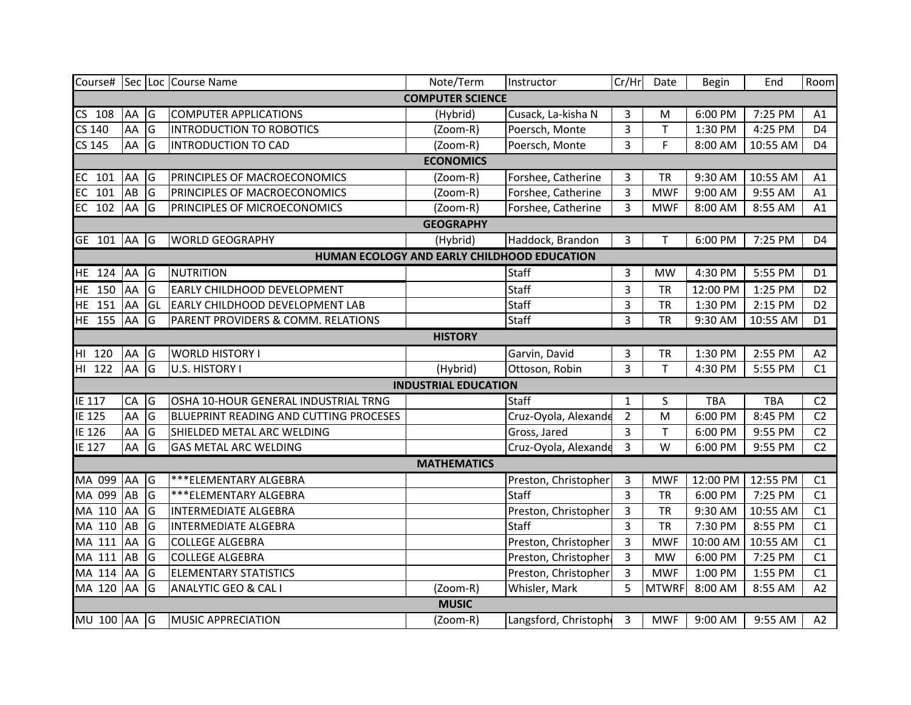| Course# | Sec | Loc | Course Name | Note/Term | Instructor | Cr/Hr | Date | Begin | End | Room |
|---|---|---|---|---|---|---|---|---|---|---|
| | | | | **COMPUTER SCIENCE** | | | | | | |
| CS 108 | AA | G | COMPUTER APPLICATIONS | (Hybrid) | Cusack, La-kisha N | 3 | M | 6:00 PM | 7:25 PM | A1 |
| CS 140 | AA | G | INTRODUCTION TO ROBOTICS | (Zoom-R) | Poersch, Monte | 3 | T | 1:30 PM | 4:25 PM | D4 |
| CS 145 | AA | G | INTRODUCTION TO CAD | (Zoom-R) | Poersch, Monte | 3 | F | 8:00 AM | 10:55 AM | D4 |
| | | | | **ECONOMICS** | | | | | | |
| EC 101 | AA | G | PRINCIPLES OF MACROECONOMICS | (Zoom-R) | Forshee, Catherine | 3 | TR | 9:30 AM | 10:55 AM | A1 |
| EC 101 | AB | G | PRINCIPLES OF MACROECONOMICS | (Zoom-R) | Forshee, Catherine | 3 | MWF | 9:00 AM | 9:55 AM | A1 |
| EC 102 | AA | G | PRINCIPLES OF MICROECONOMICS | (Zoom-R) | Forshee, Catherine | 3 | MWF | 8:00 AM | 8:55 AM | A1 |
| | | | | **GEOGRAPHY** | | | | | | |
| GE 101 | AA | G | WORLD GEOGRAPHY | (Hybrid) | Haddock, Brandon | 3 | T | 6:00 PM | 7:25 PM | D4 |
| | | | | **HUMAN ECOLOGY AND EARLY CHILDHOOD EDUCATION** | | | | | | |
| HE 124 | AA | G | NUTRITION | | Staff | 3 | MW | 4:30 PM | 5:55 PM | D1 |
| HE 150 | AA | G | EARLY CHILDHOOD DEVELOPMENT | | Staff | 3 | TR | 12:00 PM | 1:25 PM | D2 |
| HE 151 | AA | GL | EARLY CHILDHOOD DEVELOPMENT LAB | | Staff | 3 | TR | 1:30 PM | 2:15 PM | D2 |
| HE 155 | AA | G | PARENT PROVIDERS & COMM. RELATIONS | | Staff | 3 | TR | 9:30 AM | 10:55 AM | D1 |
| | | | | **HISTORY** | | | | | | |
| HI 120 | AA | G | WORLD HISTORY I | | Garvin, David | 3 | TR | 1:30 PM | 2:55 PM | A2 |
| HI 122 | AA | G | U.S. HISTORY I | (Hybrid) | Ottoson, Robin | 3 | T | 4:30 PM | 5:55 PM | C1 |
| | | | | **INDUSTRIAL EDUCATION** | | | | | | |
| IE 117 | CA | G | OSHA 10-HOUR GENERAL INDUSTRIAL TRNG | | Staff | 1 | S | TBA | TBA | C2 |
| IE 125 | AA | G | BLUEPRINT READING AND CUTTING PROCESES | | Cruz-Oyola, Alexande | 2 | M | 6:00 PM | 8:45 PM | C2 |
| IE 126 | AA | G | SHIELDED METAL ARC WELDING | | Gross, Jared | 3 | T | 6:00 PM | 9:55 PM | C2 |
| IE 127 | AA | G | GAS METAL ARC WELDING | | Cruz-Oyola, Alexande | 3 | W | 6:00 PM | 9:55 PM | C2 |
| | | | | **MATHEMATICS** | | | | | | |
| MA 099 | AA | G | ***ELEMENTARY ALGEBRA | | Preston, Christopher | 3 | MWF | 12:00 PM | 12:55 PM | C1 |
| MA 099 | AB | G | ***ELEMENTARY ALGEBRA | | Staff | 3 | TR | 6:00 PM | 7:25 PM | C1 |
| MA 110 | AA | G | INTERMEDIATE ALGEBRA | | Preston, Christopher | 3 | TR | 9:30 AM | 10:55 AM | C1 |
| MA 110 | AB | G | INTERMEDIATE ALGEBRA | | Staff | 3 | TR | 7:30 PM | 8:55 PM | C1 |
| MA 111 | AA | G | COLLEGE ALGEBRA | | Preston, Christopher | 3 | MWF | 10:00 AM | 10:55 AM | C1 |
| MA 111 | AB | G | COLLEGE ALGEBRA | | Preston, Christopher | 3 | MW | 6:00 PM | 7:25 PM | C1 |
| MA 114 | AA | G | ELEMENTARY STATISTICS | | Preston, Christopher | 3 | MWF | 1:00 PM | 1:55 PM | C1 |
| MA 120 | AA | G | ANALYTIC GEO & CAL I | (Zoom-R) | Whisler, Mark | 5 | MTWRF | 8:00 AM | 8:55 AM | A2 |
| | | | | **MUSIC** | | | | | | |
| MU 100 | AA | G | MUSIC APPRECIATION | (Zoom-R) | Langsford, Christoph | 3 | MWF | 9:00 AM | 9:55 AM | A2 |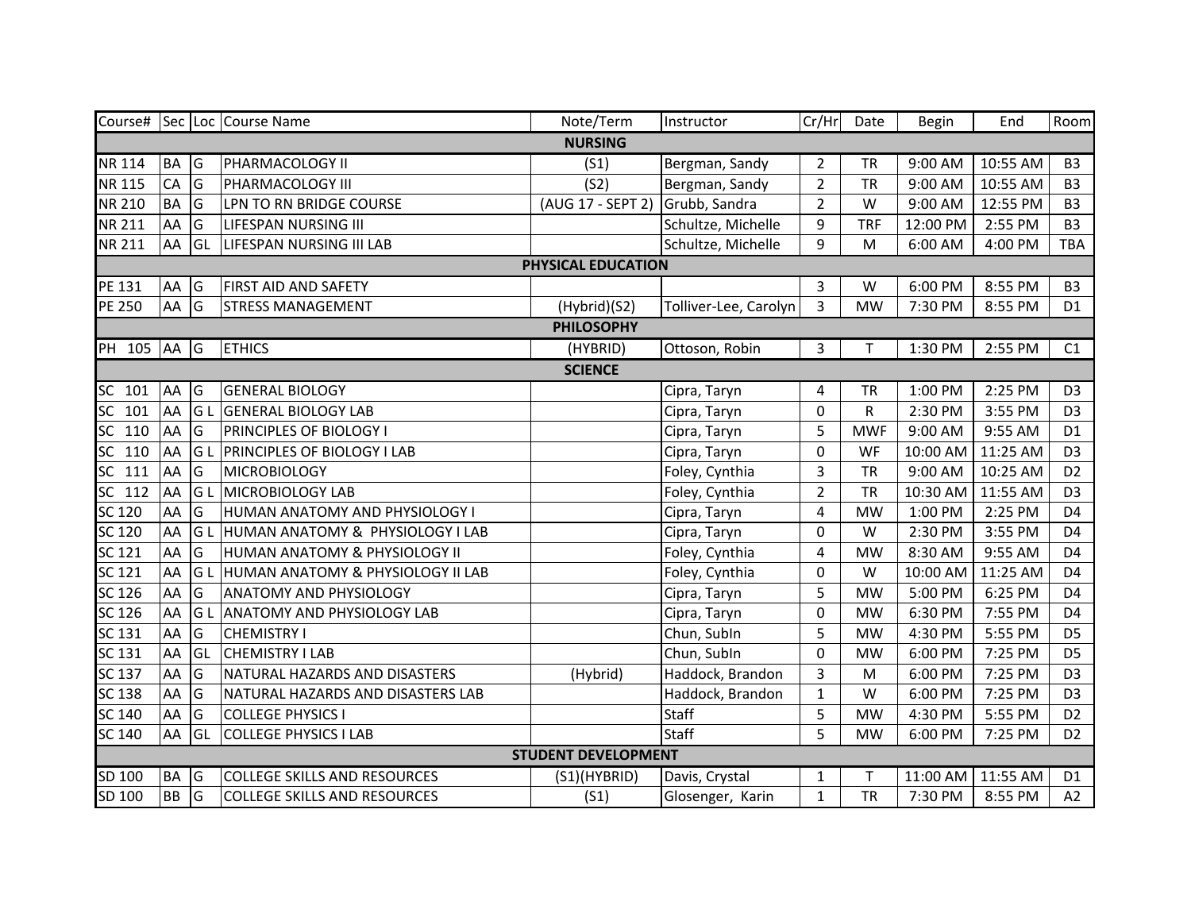| Course# | Sec | Loc | Course Name | Note/Term | Instructor | Cr/Hr | Date | Begin | End | Room |
|---|---|---|---|---|---|---|---|---|---|---|
| **NURSING** | | | | | | | | | | |
| NR 114 | BA | G | PHARMACOLOGY II | (S1) | Bergman, Sandy | 2 | TR | 9:00 AM | 10:55 AM | B3 |
| NR 115 | CA | G | PHARMACOLOGY III | (S2) | Bergman, Sandy | 2 | TR | 9:00 AM | 10:55 AM | B3 |
| NR 210 | BA | G | LPN TO RN BRIDGE COURSE | (AUG 17 - SEPT 2) | Grubb, Sandra | 2 | W | 9:00 AM | 12:55 PM | B3 |
| NR 211 | AA | G | LIFESPAN NURSING III | | Schultze, Michelle | 9 | TRF | 12:00 PM | 2:55 PM | B3 |
| NR 211 | AA | GL | LIFESPAN NURSING III LAB | | Schultze, Michelle | 9 | M | 6:00 AM | 4:00 PM | TBA |
| **PHYSICAL EDUCATION** | | | | | | | | | | |
| PE 131 | AA | G | FIRST AID AND SAFETY | | | 3 | W | 6:00 PM | 8:55 PM | B3 |
| PE 250 | AA | G | STRESS MANAGEMENT | (Hybrid)(S2) | Tolliver-Lee, Carolyn | 3 | MW | 7:30 PM | 8:55 PM | D1 |
| **PHILOSOPHY** | | | | | | | | | | |
| PH 105 | AA | G | ETHICS | (HYBRID) | Ottoson, Robin | 3 | T | 1:30 PM | 2:55 PM | C1 |
| **SCIENCE** | | | | | | | | | | |
| SC 101 | AA | G | GENERAL BIOLOGY | | Cipra, Taryn | 4 | TR | 1:00 PM | 2:25 PM | D3 |
| SC 101 | AA | G L | GENERAL BIOLOGY LAB | | Cipra, Taryn | 0 | R | 2:30 PM | 3:55 PM | D3 |
| SC 110 | AA | G | PRINCIPLES OF BIOLOGY I | | Cipra, Taryn | 5 | MWF | 9:00 AM | 9:55 AM | D1 |
| SC 110 | AA | G L | PRINCIPLES OF BIOLOGY I LAB | | Cipra, Taryn | 0 | WF | 10:00 AM | 11:25 AM | D3 |
| SC 111 | AA | G | MICROBIOLOGY | | Foley, Cynthia | 3 | TR | 9:00 AM | 10:25 AM | D2 |
| SC 112 | AA | G L | MICROBIOLOGY LAB | | Foley, Cynthia | 2 | TR | 10:30 AM | 11:55 AM | D3 |
| SC 120 | AA | G | HUMAN ANATOMY AND PHYSIOLOGY I | | Cipra, Taryn | 4 | MW | 1:00 PM | 2:25 PM | D4 |
| SC 120 | AA | G L | HUMAN ANATOMY & PHYSIOLOGY I LAB | | Cipra, Taryn | 0 | W | 2:30 PM | 3:55 PM | D4 |
| SC 121 | AA | G | HUMAN ANATOMY & PHYSIOLOGY II | | Foley, Cynthia | 4 | MW | 8:30 AM | 9:55 AM | D4 |
| SC 121 | AA | G L | HUMAN ANATOMY & PHYSIOLOGY II LAB | | Foley, Cynthia | 0 | W | 10:00 AM | 11:25 AM | D4 |
| SC 126 | AA | G | ANATOMY AND PHYSIOLOGY | | Cipra, Taryn | 5 | MW | 5:00 PM | 6:25 PM | D4 |
| SC 126 | AA | G L | ANATOMY AND PHYSIOLOGY LAB | | Cipra, Taryn | 0 | MW | 6:30 PM | 7:55 PM | D4 |
| SC 131 | AA | G | CHEMISTRY I | | Chun, SubIn | 5 | MW | 4:30 PM | 5:55 PM | D5 |
| SC 131 | AA | GL | CHEMISTRY I LAB | | Chun, SubIn | 0 | MW | 6:00 PM | 7:25 PM | D5 |
| SC 137 | AA | G | NATURAL HAZARDS AND DISASTERS | (Hybrid) | Haddock, Brandon | 3 | M | 6:00 PM | 7:25 PM | D3 |
| SC 138 | AA | G | NATURAL HAZARDS AND DISASTERS LAB | | Haddock, Brandon | 1 | W | 6:00 PM | 7:25 PM | D3 |
| SC 140 | AA | G | COLLEGE PHYSICS I | | Staff | 5 | MW | 4:30 PM | 5:55 PM | D2 |
| SC 140 | AA | GL | COLLEGE PHYSICS I LAB | | Staff | 5 | MW | 6:00 PM | 7:25 PM | D2 |
| **STUDENT DEVELOPMENT** | | | | | | | | | | |
| SD 100 | BA | G | COLLEGE SKILLS AND RESOURCES | (S1)(HYBRID) | Davis, Crystal | 1 | T | 11:00 AM | 11:55 AM | D1 |
| SD 100 | BB | G | COLLEGE SKILLS AND RESOURCES | (S1) | Glosenger, Karin | 1 | TR | 7:30 PM | 8:55 PM | A2 |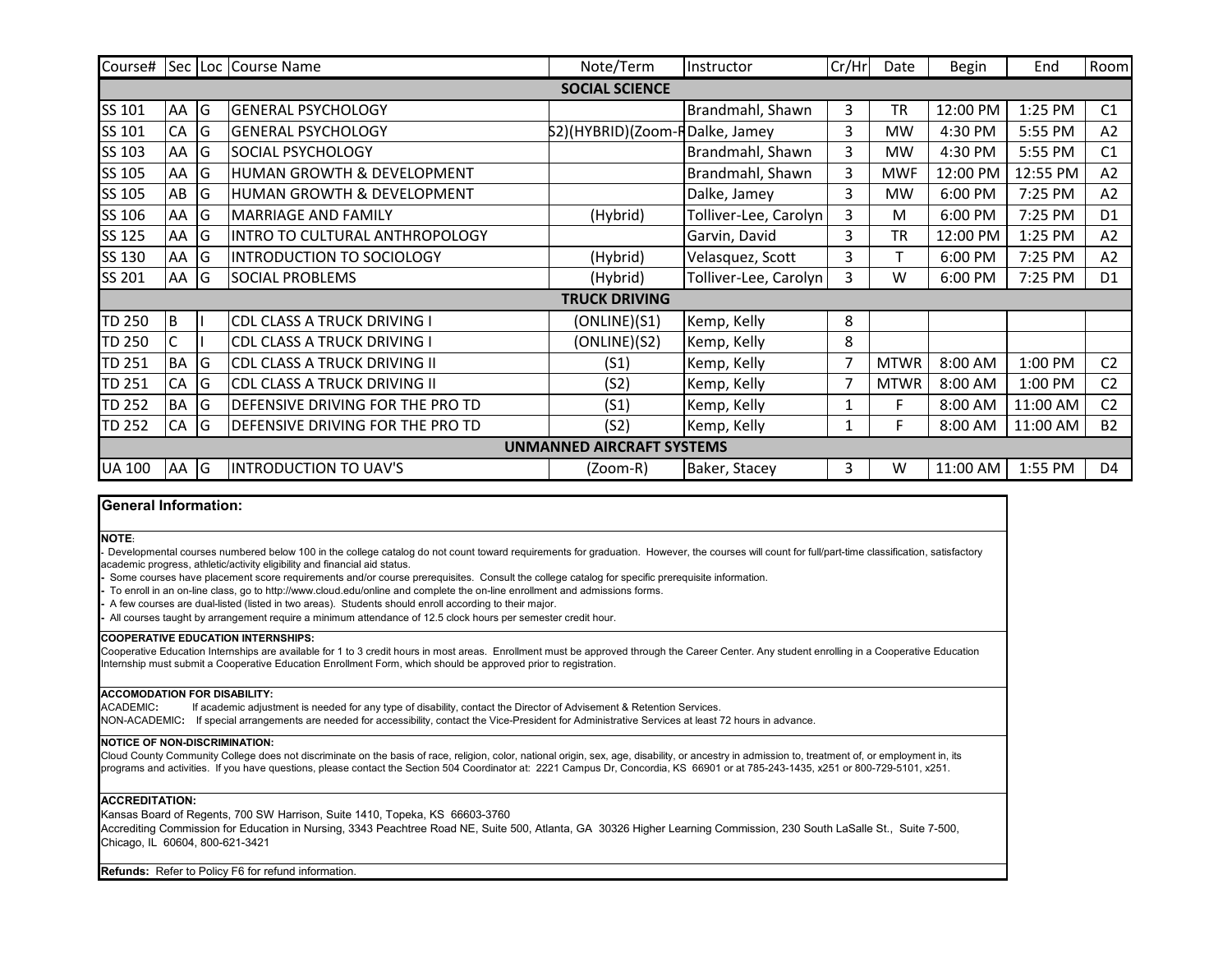| Course# | Sec | Loc | Course Name | Note/Term | Instructor | Cr/Hr | Date | Begin | End | Room |
|---|---|---|---|---|---|---|---|---|---|---|
| | | | | **SOCIAL SCIENCE** | | | | | | |
| SS 101 | AA | G | GENERAL PSYCHOLOGY | | Brandmahl, Shawn | 3 | TR | 12:00 PM | 1:25 PM | C1 |
| SS 101 | CA | G | GENERAL PSYCHOLOGY | S2)(HYBRID)(Zoom-R | Dalke, Jamey | 3 | MW | 4:30 PM | 5:55 PM | A2 |
| SS 103 | AA | G | SOCIAL PSYCHOLOGY | | Brandmahl, Shawn | 3 | MW | 4:30 PM | 5:55 PM | C1 |
| SS 105 | AA | G | HUMAN GROWTH & DEVELOPMENT | | Brandmahl, Shawn | 3 | MWF | 12:00 PM | 12:55 PM | A2 |
| SS 105 | AB | G | HUMAN GROWTH & DEVELOPMENT | | Dalke, Jamey | 3 | MW | 6:00 PM | 7:25 PM | A2 |
| SS 106 | AA | G | MARRIAGE AND FAMILY | (Hybrid) | Tolliver-Lee, Carolyn | 3 | M | 6:00 PM | 7:25 PM | D1 |
| SS 125 | AA | G | INTRO TO CULTURAL ANTHROPOLOGY | | Garvin, David | 3 | TR | 12:00 PM | 1:25 PM | A2 |
| SS 130 | AA | G | INTRODUCTION TO SOCIOLOGY | (Hybrid) | Velasquez, Scott | 3 | T | 6:00 PM | 7:25 PM | A2 |
| SS 201 | AA | G | SOCIAL PROBLEMS | (Hybrid) | Tolliver-Lee, Carolyn | 3 | W | 6:00 PM | 7:25 PM | D1 |
| | | | | **TRUCK DRIVING** | | | | | | |
| TD 250 | B | I | CDL CLASS A TRUCK DRIVING I | (ONLINE)(S1) | Kemp, Kelly | 8 | | | | |
| TD 250 | C | I | CDL CLASS A TRUCK DRIVING I | (ONLINE)(S2) | Kemp, Kelly | 8 | | | | |
| TD 251 | BA | G | CDL CLASS A TRUCK DRIVING II | (S1) | Kemp, Kelly | 7 | MTWR | 8:00 AM | 1:00 PM | C2 |
| TD 251 | CA | G | CDL CLASS A TRUCK DRIVING II | (S2) | Kemp, Kelly | 7 | MTWR | 8:00 AM | 1:00 PM | C2 |
| TD 252 | BA | G | DEFENSIVE DRIVING FOR THE PRO TD | (S1) | Kemp, Kelly | 1 | F | 8:00 AM | 11:00 AM | C2 |
| TD 252 | CA | G | DEFENSIVE DRIVING FOR THE PRO TD | (S2) | Kemp, Kelly | 1 | F | 8:00 AM | 11:00 AM | B2 |
| | | | | **UNMANNED AIRCRAFT SYSTEMS** | | | | | | |
| UA 100 | AA | G | INTRODUCTION TO UAV'S | (Zoom-R) | Baker, Stacey | 3 | W | 11:00 AM | 1:55 PM | D4 |

## General Information:

**NOTE**:

- Developmental courses numbered below 100 in the college catalog do not count toward requirements for graduation. However, the courses will count for full/part-time classification, satisfactory academic progress, athletic/activity eligibility and financial aid status.
- Some courses have placement score requirements and/or course prerequisites. Consult the college catalog for specific prerequisite information.
- To enroll in an on-line class, go to http://www.cloud.edu/online and complete the on-line enrollment and admissions forms.
- A few courses are dual-listed (listed in two areas). Students should enroll according to their major.
- All courses taught by arrangement require a minimum attendance of 12.5 clock hours per semester credit hour.

**COOPERATIVE EDUCATION INTERNSHIPS:**

Cooperative Education Internships are available for 1 to 3 credit hours in most areas. Enrollment must be approved through the Career Center. Any student enrolling in a Cooperative Education Internship must submit a Cooperative Education Enrollment Form, which should be approved prior to registration.

**ACCOMODATION FOR DISABILITY:**

ACADEMIC**:** If academic adjustment is needed for any type of disability, contact the Director of Advisement & Retention Services.

NON-ACADEMIC**:** If special arrangements are needed for accessibility, contact the Vice-President for Administrative Services at least 72 hours in advance.

**NOTICE OF NON-DISCRIMINATION:**

Cloud County Community College does not discriminate on the basis of race, religion, color, national origin, sex, age, disability, or ancestry in admission to, treatment of, or employment in, its programs and activities. If you have questions, please contact the Section 504 Coordinator at: 2221 Campus Dr, Concordia, KS 66901 or at 785-243-1435, x251 or 800-729-5101, x251.

**ACCREDITATION:**

Kansas Board of Regents, 700 SW Harrison, Suite 1410, Topeka, KS 66603-3760

Accrediting Commission for Education in Nursing, 3343 Peachtree Road NE, Suite 500, Atlanta, GA 30326 Higher Learning Commission, 230 South LaSalle St., Suite 7-500, Chicago, IL 60604, 800-621-3421

**Refunds:** Refer to Policy F6 for refund information.